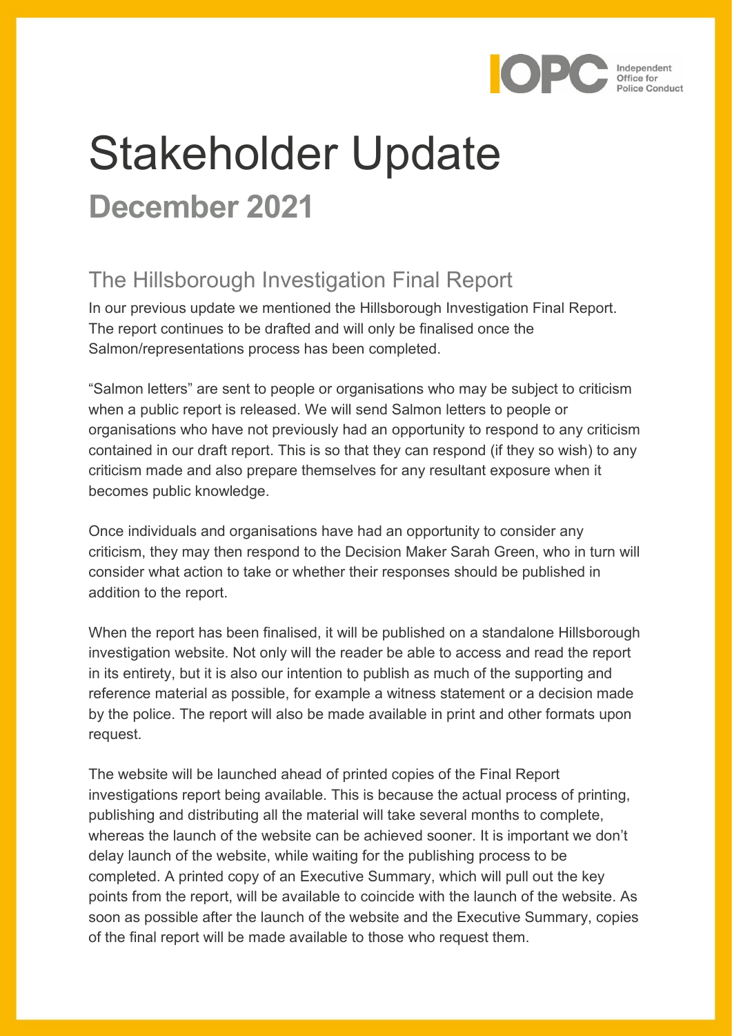# Stakeholder Update

## December 2021

### The Hillsborough Investigation Final Report

In our previous update we mentioned the Hillsborough Investigation Final Report. The report continues to be drafted and will only be finalised once the Salmon/representations process has been completed.

"Salmon letters" are sent to people or organisations who may be subject to criticism when a public report is released. We will send Salmon letters to people or organisations who have not previously had an opportunity to respond to any criticism contained in our draft report. This is so that they can respond (if they so wish) to any criticism made and also prepare themselves for any resultant exposure when it becomes public knowledge.

Once individuals and organisations have had an opportunity to consider any criticism, they may then respond to the Decision Maker Sarah Green, who in turn will consider what action to take or whether their responses should be published in addition to the report.

When the report has been finalised, it will be published on a standalone Hillsborough investigation website. Not only will the reader be able to access and read the report in its entirety, but it is also our intention to publish as much of the supporting and reference material as possible, for example a witness statement or a decision made by the police. The report will also be made available in print and other formats upon request.

The website will be launched ahead of printed copies of the Final Report investigations report being available. This is because the actual process of printing, publishing and distributing all the material will take several months to complete, whereas the launch of the website can be achieved sooner. It is important we don't delay launch of the website, while waiting for the publishing process to be completed. A printed copy of an Executive Summary, which will pull out the key points from the report, will be available to coincide with the launch of the website. As soon as possible after the launch of the website and the Executive Summary, copies of the final report will be made available to those who request them.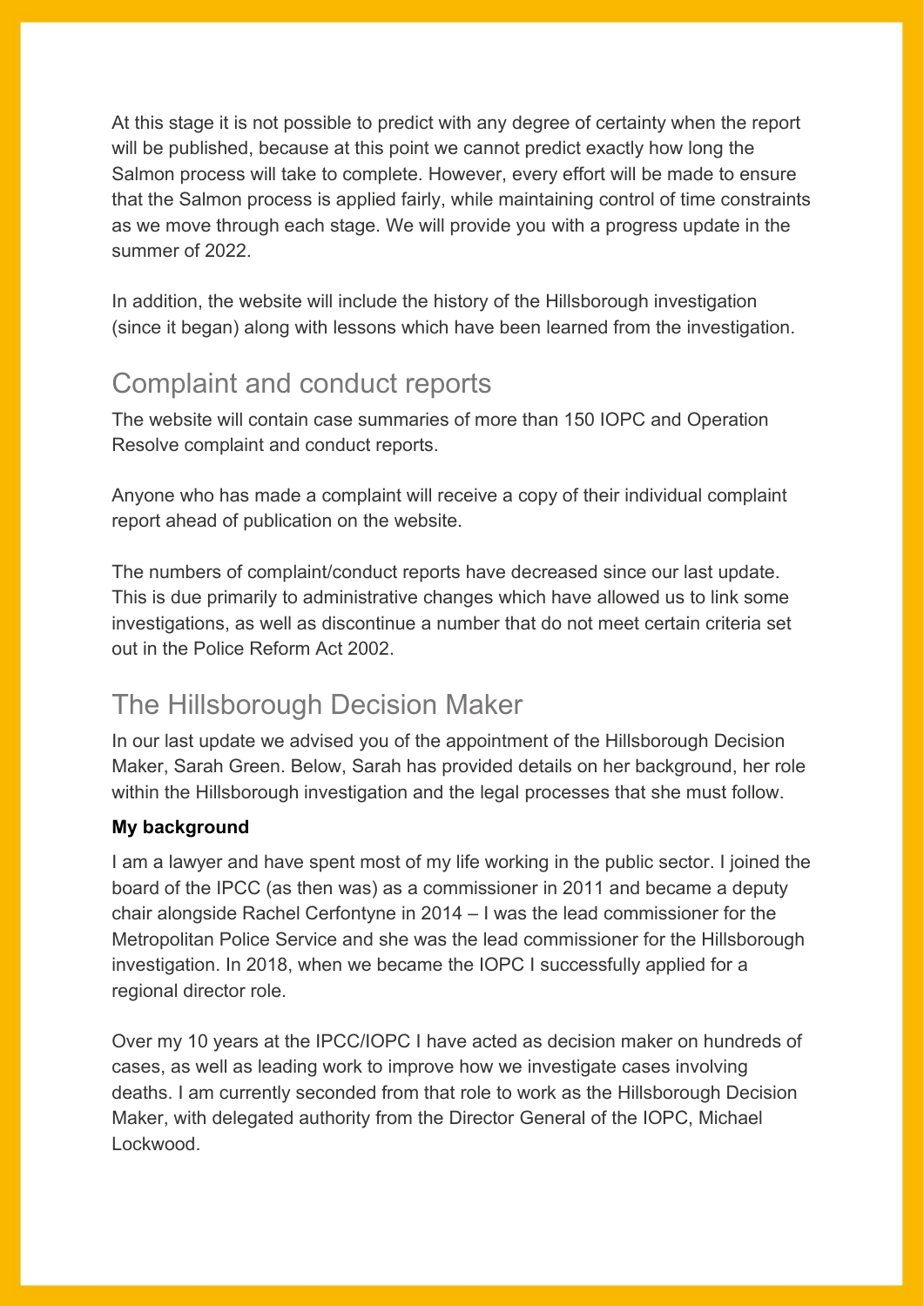At this stage it is not possible to predict with any degree of certainty when the report will be published, because at this point we cannot predict exactly how long the Salmon process will take to complete. However, every effort will be made to ensure that the Salmon process is applied fairly, while maintaining control of time constraints as we move through each stage. We will provide you with a progress update in the summer of 2022.

In addition, the website will include the history of the Hillsborough investigation (since it began) along with lessons which have been learned from the investigation.

## Complaint and conduct reports

The website will contain case summaries of more than 150 IOPC and Operation Resolve complaint and conduct reports.

Anyone who has made a complaint will receive a copy of their individual complaint report ahead of publication on the website.

The numbers of complaint/conduct reports have decreased since our last update. This is due primarily to administrative changes which have allowed us to link some investigations, as well as discontinue a number that do not meet certain criteria set out in the Police Reform Act 2002.

## The Hillsborough Decision Maker

In our last update we advised you of the appointment of the Hillsborough Decision Maker, Sarah Green. Below, Sarah has provided details on her background, her role within the Hillsborough investigation and the legal processes that she must follow.

**My background**

I am a lawyer and have spent most of my life working in the public sector. I joined the board of the IPCC (as then was) as a commissioner in 2011 and became a deputy chair alongside Rachel Cerfontyne in 2014 – I was the lead commissioner for the Metropolitan Police Service and she was the lead commissioner for the Hillsborough investigation. In 2018, when we became the IOPC I successfully applied for a regional director role.

Over my 10 years at the IPCC/IOPC I have acted as decision maker on hundreds of cases, as well as leading work to improve how we investigate cases involving deaths. I am currently seconded from that role to work as the Hillsborough Decision Maker, with delegated authority from the Director General of the IOPC, Michael Lockwood.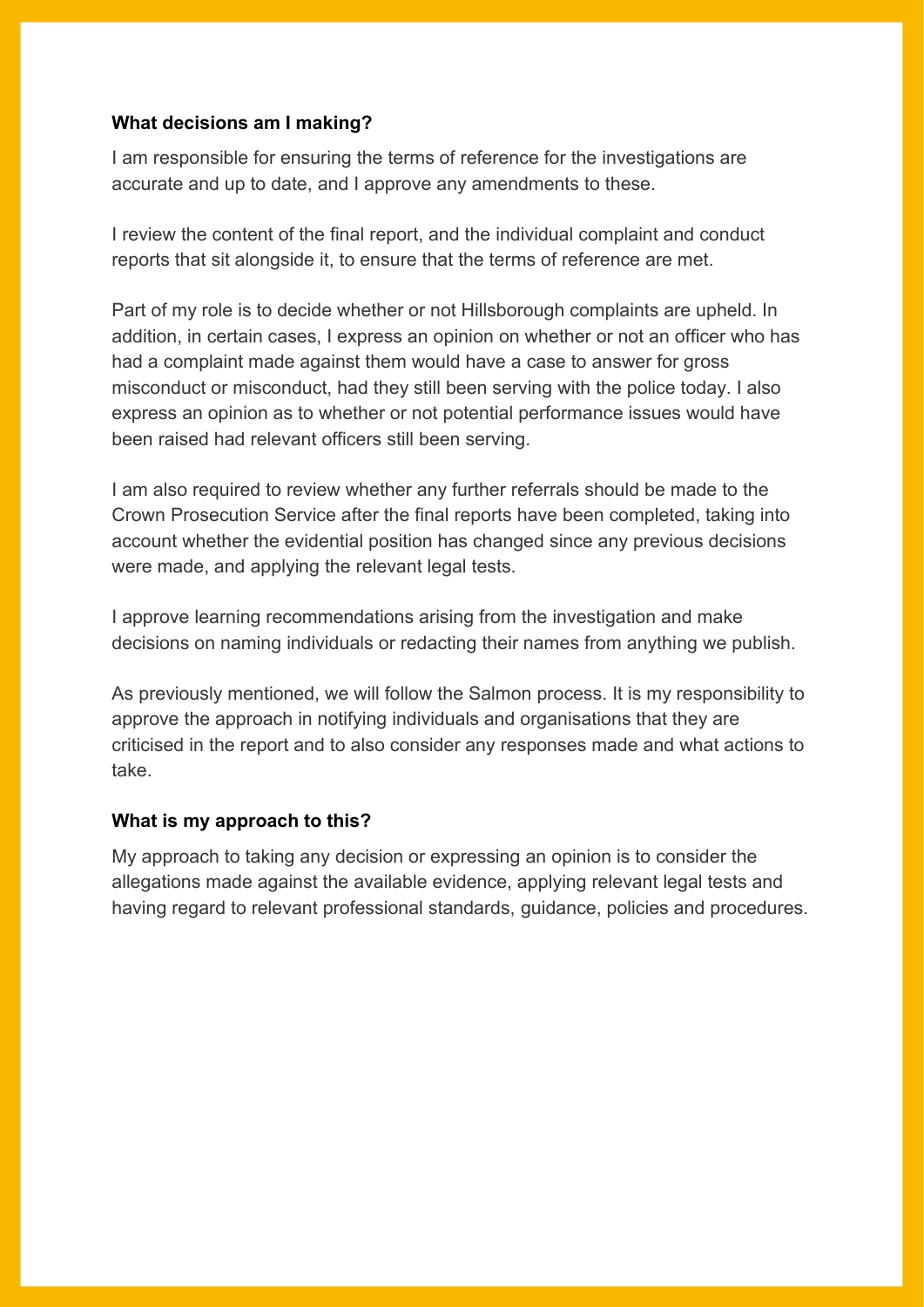### What decisions am I making?

I am responsible for ensuring the terms of reference for the investigations are accurate and up to date, and I approve any amendments to these.

I review the content of the final report, and the individual complaint and conduct reports that sit alongside it, to ensure that the terms of reference are met.

Part of my role is to decide whether or not Hillsborough complaints are upheld. In addition, in certain cases, I express an opinion on whether or not an officer who has had a complaint made against them would have a case to answer for gross misconduct or misconduct, had they still been serving with the police today. I also express an opinion as to whether or not potential performance issues would have been raised had relevant officers still been serving.

I am also required to review whether any further referrals should be made to the Crown Prosecution Service after the final reports have been completed, taking into account whether the evidential position has changed since any previous decisions were made, and applying the relevant legal tests.

I approve learning recommendations arising from the investigation and make decisions on naming individuals or redacting their names from anything we publish.

As previously mentioned, we will follow the Salmon process. It is my responsibility to approve the approach in notifying individuals and organisations that they are criticised in the report and to also consider any responses made and what actions to take.

### What is my approach to this?

My approach to taking any decision or expressing an opinion is to consider the allegations made against the available evidence, applying relevant legal tests and having regard to relevant professional standards, guidance, policies and procedures.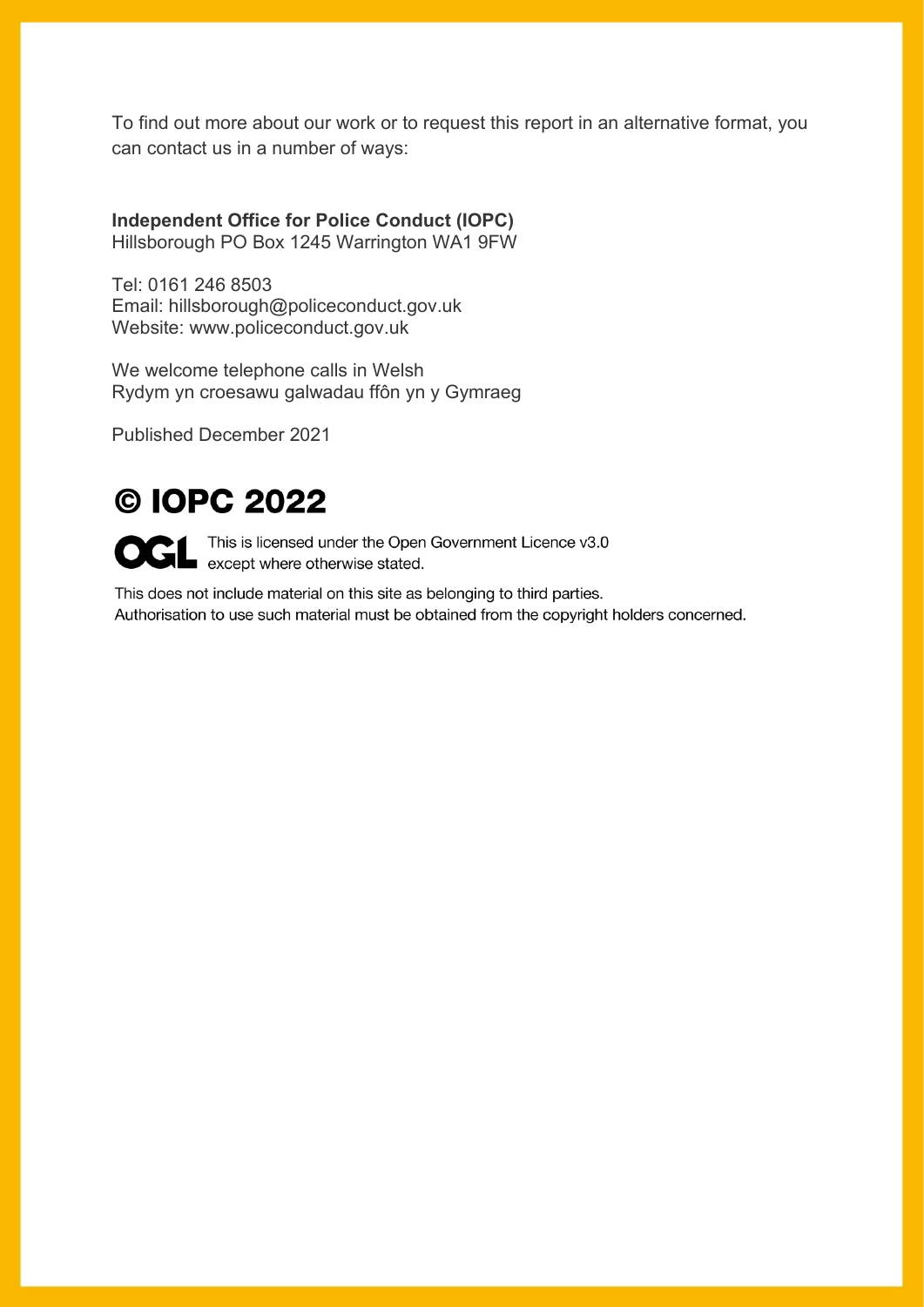To find out more about our work or to request this report in an alternative format, you can contact us in a number of ways:

**Independent Office for Police Conduct (IOPC)**
Hillsborough PO Box 1245 Warrington WA1 9FW

Tel: 0161 246 8503
Email: hillsborough@policeconduct.gov.uk
Website: www.policeconduct.gov.uk

We welcome telephone calls in Welsh
Rydym yn croesawu galwadau ffôn yn y Gymraeg

Published December 2021

**© IOPC 2022**

OGL This is licensed under the Open Government Licence v3.0 except where otherwise stated.

This does not include material on this site as belonging to third parties.
Authorisation to use such material must be obtained from the copyright holders concerned.